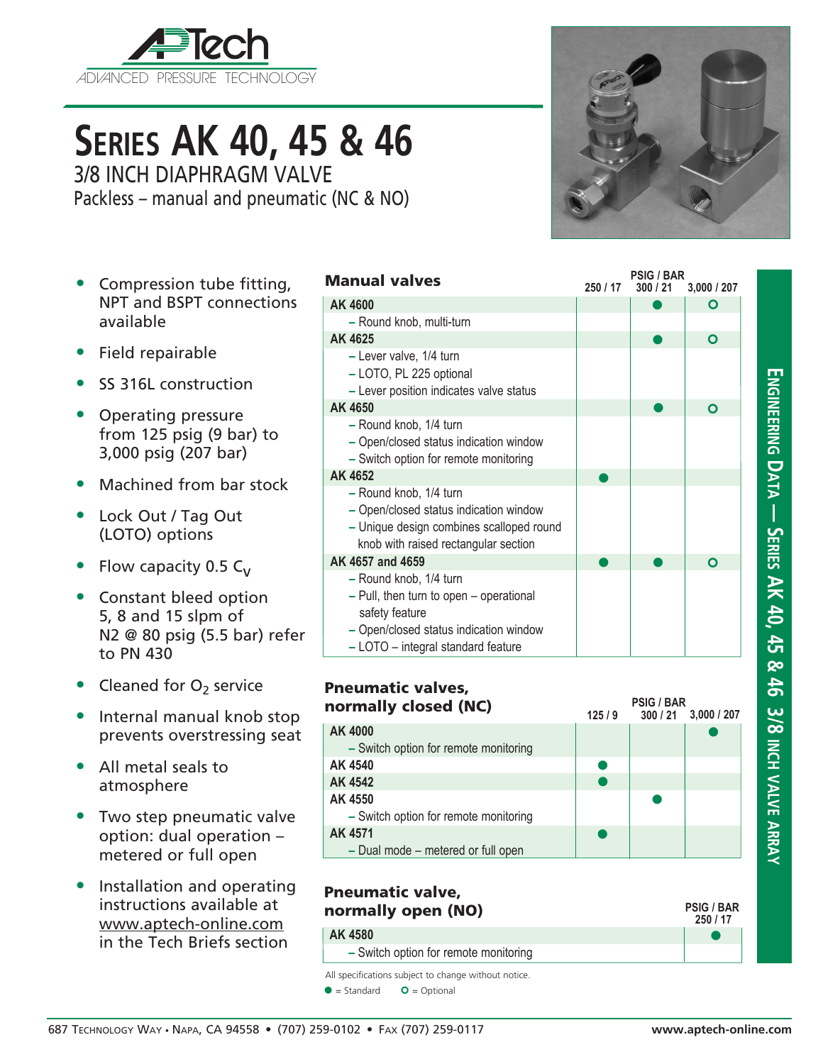# SERIES AK 40, 45 & 46

## 3/8 INCH DIAPHRAGM VALVE

Packless – manual and pneumatic (NC & NO)

- Compression tube fitting, NPT and BSPT connections available
- Field repairable
- SS 316L construction
- Operating pressure from 125 psig (9 bar) to 3,000 psig (207 bar)
- Machined from bar stock
- Lock Out / Tag Out (LOTO) options
- Flow capacity 0.5 $C_V$
- Constant bleed option 5, 8 and 15 slpm of N2 @ 80 psig (5.5 bar) refer to PN 430
- Cleaned for $O_2$ service
- Internal manual knob stop prevents overstressing seat
- All metal seals to atmosphere
- Two step pneumatic valve option: dual operation – metered or full open
- Installation and operating instructions available at www.aptech-online.com in the Tech Briefs section

### Manual valves

| Manual valves | PSIG / BAR 250 / 17 | 300 / 21 | 3,000 / 207 |
|---|---|---|---|
| **AK 4600** | | ● | O |
| – Round knob, multi-turn | | | |
| **AK 4625** | | ● | O |
| – Lever valve, 1/4 turn<br>– LOTO, PL 225 optional<br>– Lever position indicates valve status | | | |
| **AK 4650** | | ● | O |
| – Round knob, 1/4 turn<br>– Open/closed status indication window<br>– Switch option for remote monitoring | | | |
| **AK 4652** | ● | | |
| – Round knob, 1/4 turn<br>– Open/closed status indication window<br>– Unique design combines scalloped round knob with raised rectangular section | | | |
| **AK 4657 and 4659** | ● | ● | O |
| – Round knob, 1/4 turn<br>– Pull, then turn to open – operational safety feature<br>– Open/closed status indication window<br>– LOTO – integral standard feature | | | |

### Pneumatic valves, normally closed (NC)

| Pneumatic valves, normally closed (NC) | PSIG / BAR 125 / 9 | 300 / 21 | 3,000 / 207 |
|---|---|---|---|
| **AK 4000** | | | ● |
| – Switch option for remote monitoring | | | |
| **AK 4540** | ● | | |
| **AK 4542** | ● | | |
| **AK 4550** | | ● | |
| – Switch option for remote monitoring | | | |
| **AK 4571** | ● | | |
| – Dual mode – metered or full open | | | |

### Pneumatic valve, normally open (NO)

| Pneumatic valve, normally open (NO) | PSIG / BAR 250 / 17 |
|---|---|
| **AK 4580** | ● |
| – Switch option for remote monitoring | |

All specifications subject to change without notice.

● = Standard O = Optional

ENGINEERING DATA — SERIES AK 40, 45 & 46 3/8 INCH VALVE ARRAY

687 Technology Way • Napa, CA 94558 • (707) 259-0102 • Fax (707) 259-0117 www.aptech-online.com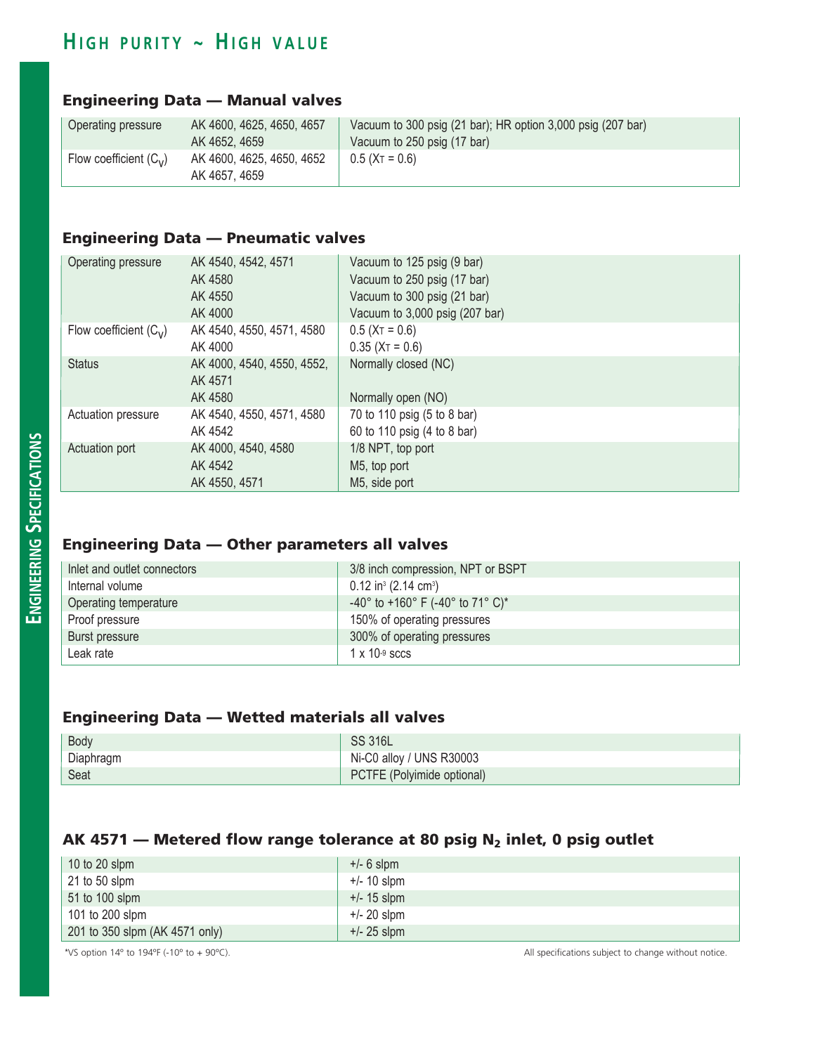## Engineering Data — Manual valves

| | | |
|---|---|---|
| Operating pressure | AK 4600, 4625, 4650, 4657 | Vacuum to 300 psig (21 bar); HR option 3,000 psig (207 bar) |
| | AK 4652, 4659 | Vacuum to 250 psig (17 bar) |
| Flow coefficient ($C_V$) | AK 4600, 4625, 4650, 4652<br>AK 4657, 4659 | 0.5 ($X_T$ = 0.6) |

## Engineering Data — Pneumatic valves

| | | |
|---|---|---|
| Operating pressure | AK 4540, 4542, 4571 | Vacuum to 125 psig (9 bar) |
| | AK 4580 | Vacuum to 250 psig (17 bar) |
| | AK 4550 | Vacuum to 300 psig (21 bar) |
| | AK 4000 | Vacuum to 3,000 psig (207 bar) |
| Flow coefficient ($C_V$) | AK 4540, 4550, 4571, 4580 | 0.5 ($X_T$ = 0.6) |
| | AK 4000 | 0.35 ($X_T$ = 0.6) |
| Status | AK 4000, 4540, 4550, 4552, AK 4571 | Normally closed (NC) |
| | AK 4580 | Normally open (NO) |
| Actuation pressure | AK 4540, 4550, 4571, 4580 | 70 to 110 psig (5 to 8 bar) |
| | AK 4542 | 60 to 110 psig (4 to 8 bar) |
| Actuation port | AK 4000, 4540, 4580 | 1/8 NPT, top port |
| | AK 4542 | M5, top port |
| | AK 4550, 4571 | M5, side port |

## Engineering Data — Other parameters all valves

| | |
|---|---|
| Inlet and outlet connectors | 3/8 inch compression, NPT or BSPT |
| Internal volume | 0.12 $in^3$ (2.14 $cm^3$) |
| Operating temperature | -40° to +160° F (-40° to 71° C)* |
| Proof pressure | 150% of operating pressures |
| Burst pressure | 300% of operating pressures |
| Leak rate | 1 x $10^{-9}$ sccs |

## Engineering Data — Wetted materials all valves

| | |
|---|---|
| Body | SS 316L |
| Diaphragm | Ni-C0 alloy / UNS R30003 |
| Seat | PCTFE (Polyimide optional) |

## AK 4571 — Metered flow range tolerance at 80 psig $N_2$ inlet, 0 psig outlet

| | |
|---|---|
| 10 to 20 slpm | +/- 6 slpm |
| 21 to 50 slpm | +/- 10 slpm |
| 51 to 100 slpm | +/- 15 slpm |
| 101 to 200 slpm | +/- 20 slpm |
| 201 to 350 slpm (AK 4571 only) | +/- 25 slpm |

*VS option 14° to 194°F (-10° to + 90°C).

All specifications subject to change without notice.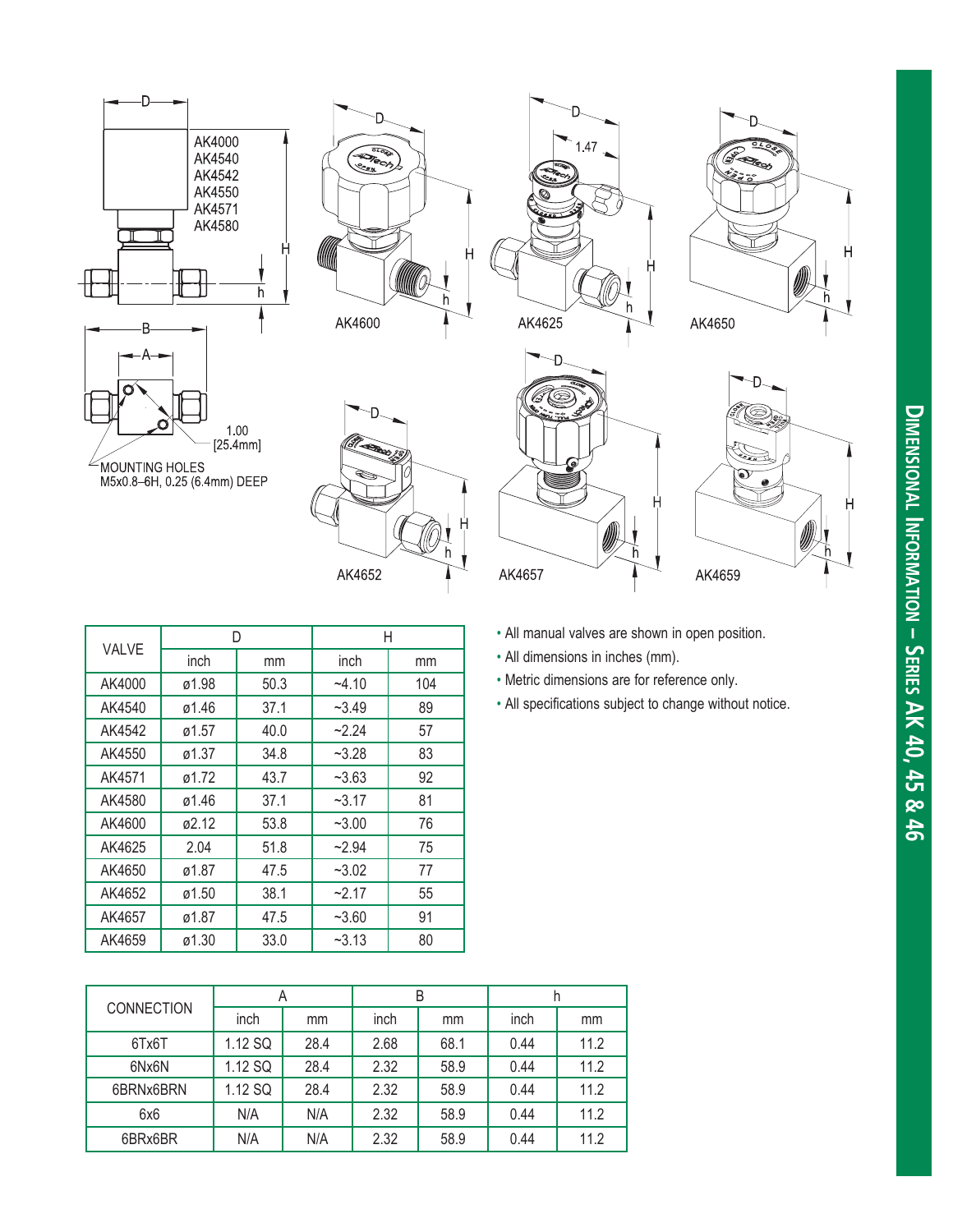# Dimensional Information – Series AK 40, 45 & 46

AK4000
AK4540
AK4542
AK4550
AK4571
AK4580

1.00
[25.4mm]

MOUNTING HOLES
M5x0.8–6H, 0.25 (6.4mm) DEEP

AK4600 AK4625 AK4650

AK4652 AK4657 AK4659

| VALVE | D | | H | |
|---|---|---|---|---|
| | inch | mm | inch | mm |
| AK4000 | ø1.98 | 50.3 | ~4.10 | 104 |
| AK4540 | ø1.46 | 37.1 | ~3.49 | 89 |
| AK4542 | ø1.57 | 40.0 | ~2.24 | 57 |
| AK4550 | ø1.37 | 34.8 | ~3.28 | 83 |
| AK4571 | ø1.72 | 43.7 | ~3.63 | 92 |
| AK4580 | ø1.46 | 37.1 | ~3.17 | 81 |
| AK4600 | ø2.12 | 53.8 | ~3.00 | 76 |
| AK4625 | 2.04 | 51.8 | ~2.94 | 75 |
| AK4650 | ø1.87 | 47.5 | ~3.02 | 77 |
| AK4652 | ø1.50 | 38.1 | ~2.17 | 55 |
| AK4657 | ø1.87 | 47.5 | ~3.60 | 91 |
| AK4659 | ø1.30 | 33.0 | ~3.13 | 80 |

- All manual valves are shown in open position.
- All dimensions in inches (mm).
- Metric dimensions are for reference only.
- All specifications subject to change without notice.

| CONNECTION | A | | B | | h | |
|---|---|---|---|---|---|---|
| | inch | mm | inch | mm | inch | mm |
| 6Tx6T | 1.12 SQ | 28.4 | 2.68 | 68.1 | 0.44 | 11.2 |
| 6Nx6N | 1.12 SQ | 28.4 | 2.32 | 58.9 | 0.44 | 11.2 |
| 6BRNx6BRN | 1.12 SQ | 28.4 | 2.32 | 58.9 | 0.44 | 11.2 |
| 6x6 | N/A | N/A | 2.32 | 58.9 | 0.44 | 11.2 |
| 6BRx6BR | N/A | N/A | 2.32 | 58.9 | 0.44 | 11.2 |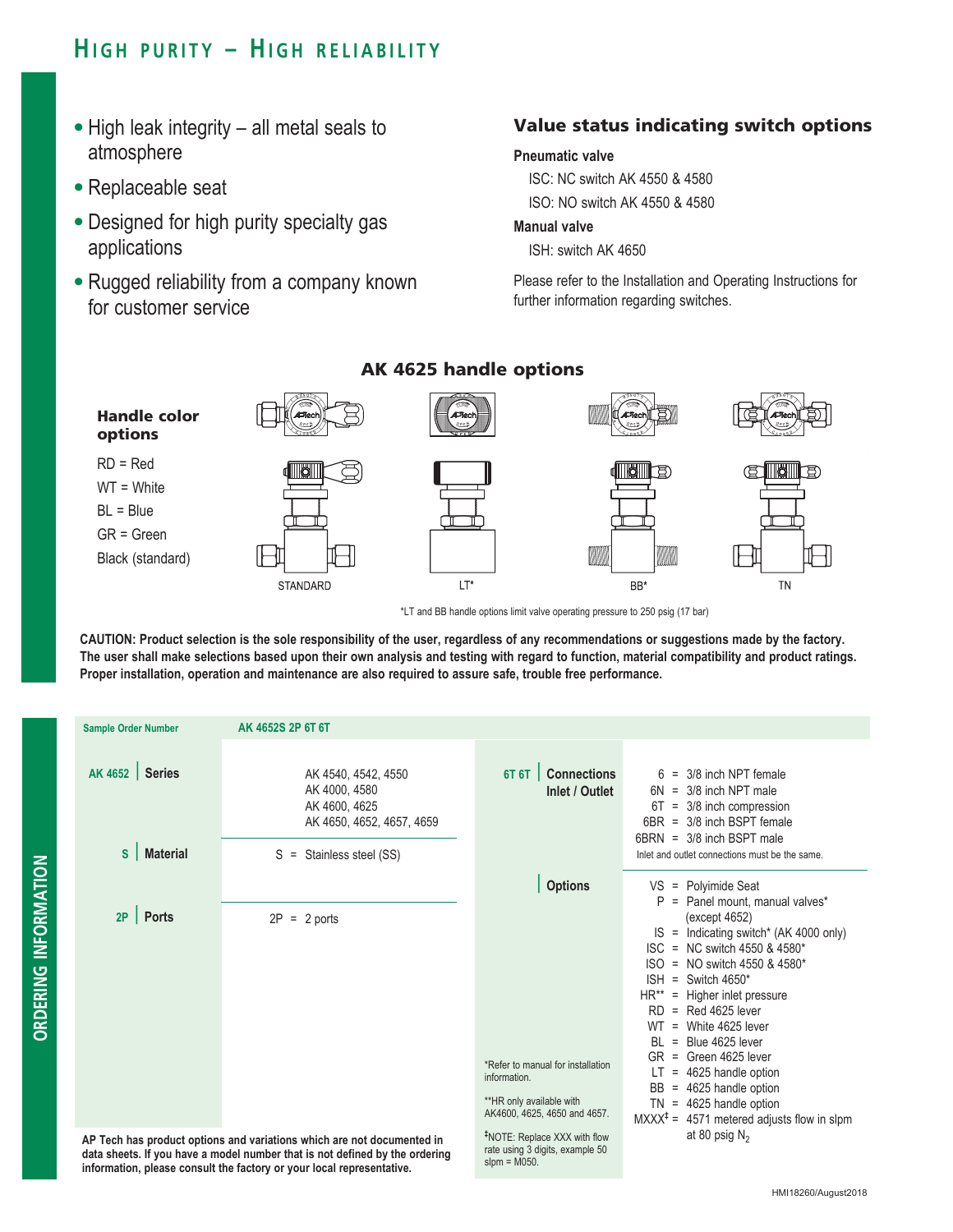# High purity – High reliability

- High leak integrity – all metal seals to atmosphere
- Replaceable seat
- Designed for high purity specialty gas applications
- Rugged reliability from a company known for customer service

## Value status indicating switch options

**Pneumatic valve**

ISC: NC switch AK 4550 & 4580

ISO: NO switch AK 4550 & 4580

**Manual valve**

ISH: switch AK 4650

Please refer to the Installation and Operating Instructions for further information regarding switches.

## AK 4625 handle options

**Handle color options**

RD = Red
WT = White
BL = Blue
GR = Green
Black (standard)

STANDARD

LT*

BB*

TN

*LT and BB handle options limit valve operating pressure to 250 psig (17 bar)

**CAUTION: Product selection is the sole responsibility of the user, regardless of any recommendations or suggestions made by the factory. The user shall make selections based upon their own analysis and testing with regard to function, material compatibility and product ratings. Proper installation, operation and maintenance are also required to assure safe, trouble free performance.**

## ORDERING INFORMATION

| Sample Order Number | AK 4652S 2P 6T 6T |
|---|---|
| AK 4652 \| **Series** | AK 4540, 4542, 4550<br>AK 4000, 4580<br>AK 4600, 4625<br>AK 4650, 4652, 4657, 4659 |
| S \| **Material** | S = Stainless steel (SS) |
| 2P \| **Ports** | 2P = 2 ports |
| 6T 6T \| **Connections Inlet / Outlet** | 6 = 3/8 inch NPT female<br>6N = 3/8 inch NPT male<br>6T = 3/8 inch compression<br>6BR = 3/8 inch BSPT female<br>6BRN = 3/8 inch BSPT male<br>Inlet and outlet connections must be the same. |
| **Options** | VS = Polyimide Seat<br>P = Panel mount, manual valves* (except 4652)<br>IS = Indicating switch* (AK 4000 only)<br>ISC = NC switch 4550 & 4580*<br>ISO = NO switch 4550 & 4580*<br>ISH = Switch 4650*<br>HR** = Higher inlet pressure<br>RD = Red 4625 lever<br>WT = White 4625 lever<br>BL = Blue 4625 lever<br>GR = Green 4625 lever<br>LT = 4625 handle option<br>BB = 4625 handle option<br>TN = 4625 handle option<br>MXXX‡ = 4571 metered adjusts flow in slpm at 80 psig $N_2$ |

*Refer to manual for installation information.

**HR only available with AK4600, 4625, 4650 and 4657.

‡NOTE: Replace XXX with flow rate using 3 digits, example 50 slpm = M050.

**AP Tech has product options and variations which are not documented in data sheets. If you have a model number that is not defined by the ordering information, please consult the factory or your local representative.**

HMI18260/August2018